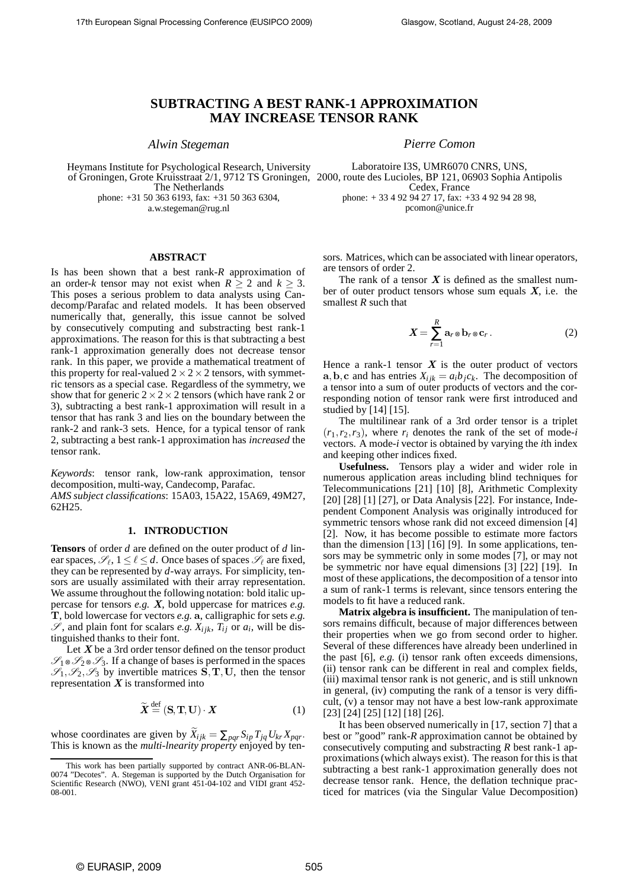# SUBTRACTING A BEST RANK-1 APPROXIMATION MAY INCREASE TENSOR RANK

*Alwin Stegeman*

Heymans Institute for Psychological Research, University of Groningen, Grote Kruisstraat 2/1, 9712 TS Groningen, The Netherlands
phone: +31 50 363 6193, fax: +31 50 363 6304,
a.w.stegeman@rug.nl

*Pierre Comon*

Laboratoire I3S, UMR6070 CNRS, UNS,
2000, route des Lucioles, BP 121, 06903 Sophia Antipolis Cedex, France
phone: + 33 4 92 94 27 17, fax: +33 4 92 94 28 98,
pcomon@unice.fr

## ABSTRACT

Is has been shown that a best rank-$R$ approximation of an order-$k$ tensor may not exist when $R \geq 2$ and $k \geq 3$. This poses a serious problem to data analysts using Candecomp/Parafac and related models. It has been observed numerically that, generally, this issue cannot be solved by consecutively computing and substracting best rank-1 approximations. The reason for this is that subtracting a best rank-1 approximation generally does not decrease tensor rank. In this paper, we provide a mathematical treatment of this property for real-valued $2 \times 2 \times 2$ tensors, with symmetric tensors as a special case. Regardless of the symmetry, we show that for generic $2 \times 2 \times 2$ tensors (which have rank 2 or 3), subtracting a best rank-1 approximation will result in a tensor that has rank 3 and lies on the boundary between the rank-2 and rank-3 sets. Hence, for a typical tensor of rank 2, subtracting a best rank-1 approximation has *increased* the tensor rank.

*Keywords*: tensor rank, low-rank approximation, tensor decomposition, multi-way, Candecomp, Parafac.
*AMS subject classifications*: 15A03, 15A22, 15A69, 49M27, 62H25.

## 1. INTRODUCTION

**Tensors** of order $d$ are defined on the outer product of $d$ linear spaces, $\mathscr{S}_\ell$, $1 \leq \ell \leq d$. Once bases of spaces $\mathscr{S}_\ell$ are fixed, they can be represented by $d$-way arrays. For simplicity, tensors are usually assimilated with their array representation. We assume throughout the following notation: bold italic uppercase for tensors *e.g.* $\boldsymbol{X}$, bold uppercase for matrices *e.g.* $\mathbf{T}$, bold lowercase for vectors *e.g.* $\mathbf{a}$, calligraphic for sets *e.g.* $\mathscr{S}$, and plain font for scalars *e.g.* $X_{ijk}$, $T_{ij}$ or $a_i$, will be distinguished thanks to their font.

Let $\boldsymbol{X}$ be a 3rd order tensor defined on the tensor product $\mathscr{S}_1 \otimes \mathscr{S}_2 \otimes \mathscr{S}_3$. If a change of bases is performed in the spaces $\mathscr{S}_1, \mathscr{S}_2, \mathscr{S}_3$ by invertible matrices $\mathbf{S}, \mathbf{T}, \mathbf{U}$, then the tensor representation $\boldsymbol{X}$ is transformed into

$$\widetilde{\boldsymbol{X}} \stackrel{\text{def}}{=} (\mathbf{S}, \mathbf{T}, \mathbf{U}) \cdot \boldsymbol{X} \tag{1}$$

whose coordinates are given by $\widetilde{X}_{ijk} = \sum_{pqr} S_{ip} T_{jq} U_{kr} X_{pqr}$. This is known as the *multi-lnearity property* enjoyed by tensors. Matrices, which can be associated with linear operators, are tensors of order 2.

The rank of a tensor $\boldsymbol{X}$ is defined as the smallest number of outer product tensors whose sum equals $\boldsymbol{X}$, i.e. the smallest $R$ such that

$$\boldsymbol{X} = \sum_{r=1}^{R} \mathbf{a}_r \otimes \mathbf{b}_r \otimes \mathbf{c}_r \,. \tag{2}$$

Hence a rank-1 tensor $\boldsymbol{X}$ is the outer product of vectors $\mathbf{a}, \mathbf{b}, \mathbf{c}$ and has entries $X_{ijk} = a_i b_j c_k$. The decomposition of a tensor into a sum of outer products of vectors and the corresponding notion of tensor rank were first introduced and studied by [14] [15].

The multilinear rank of a 3rd order tensor is a triplet $(r_1, r_2, r_3)$, where $r_i$ denotes the rank of the set of mode-$i$ vectors. A mode-$i$ vector is obtained by varying the $i$th index and keeping other indices fixed.

**Usefulness.** Tensors play a wider and wider role in numerous application areas including blind techniques for Telecommunications [21] [10] [8], Arithmetic Complexity [20] [28] [1] [27], or Data Analysis [22]. For instance, Independent Component Analysis was originally introduced for symmetric tensors whose rank did not exceed dimension [4] [2]. Now, it has become possible to estimate more factors than the dimension [13] [16] [9]. In some applications, tensors may be symmetric only in some modes [7], or may not be symmetric nor have equal dimensions [3] [22] [19]. In most of these applications, the decomposition of a tensor into a sum of rank-1 terms is relevant, since tensors entering the models to fit have a reduced rank.

**Matrix algebra is insufficient.** The manipulation of tensors remains difficult, because of major differences between their properties when we go from second order to higher. Several of these differences have already been underlined in the past [6], *e.g.* (i) tensor rank often exceeds dimensions, (ii) tensor rank can be different in real and complex fields, (iii) maximal tensor rank is not generic, and is still unknown in general, (iv) computing the rank of a tensor is very difficult, (v) a tensor may not have a best low-rank approximate [23] [24] [25] [12] [18] [26].

It has been observed numerically in [17, section 7] that a best or "good" rank-$R$ approximation cannot be obtained by consecutively computing and substracting $R$ best rank-1 approximations (which always exist). The reason for this is that subtracting a best rank-1 approximation generally does not decrease tensor rank. Hence, the deflation technique practiced for matrices (via the Singular Value Decomposition)

This work has been partially supported by contract ANR-06-BLAN-0074 "Decotes". A. Stegeman is supported by the Dutch Organisation for Scientific Research (NWO), VENI grant 451-04-102 and VIDI grant 452-08-001.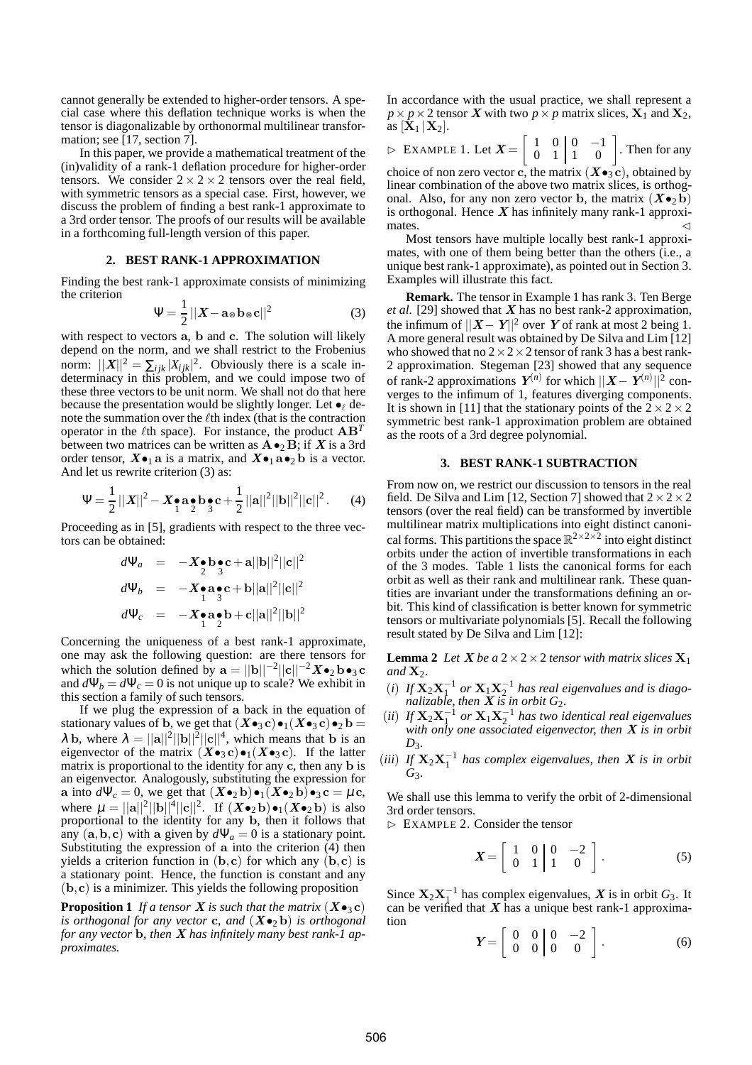cannot generally be extended to higher-order tensors. A special case where this deflation technique works is when the tensor is diagonalizable by orthonormal multilinear transformation; see [17, section 7].

In this paper, we provide a mathematical treatment of the (in)validity of a rank-1 deflation procedure for higher-order tensors. We consider $2\times 2\times 2$ tensors over the real field, with symmetric tensors as a special case. First, however, we discuss the problem of finding a best rank-1 approximate to a 3rd order tensor. The proofs of our results will be available in a forthcoming full-length version of this paper.

## 2. BEST RANK-1 APPROXIMATION

Finding the best rank-1 approximate consists of minimizing the criterion

$$\Psi = \frac{1}{2}\,||\boldsymbol{X} - \mathbf{a}\otimes\mathbf{b}\otimes\mathbf{c}||^2 \tag{3}$$

with respect to vectors $\mathbf{a}$, $\mathbf{b}$ and $\mathbf{c}$. The solution will likely depend on the norm, and we shall restrict to the Frobenius norm: $||\boldsymbol{X}||^2 = \sum_{ijk}|X_{ijk}|^2$. Obviously there is a scale indeterminacy in this problem, and we could impose two of these three vectors to be unit norm. We shall not do that here because the presentation would be slightly longer. Let $\bullet_\ell$ denote the summation over the $\ell$th index (that is the contraction operator in the $\ell$th space). For instance, the product $\mathbf{A}\mathbf{B}^T$ between two matrices can be written as $\mathbf{A}\bullet_2\mathbf{B}$; if $\boldsymbol{X}$ is a 3rd order tensor, $\boldsymbol{X}\bullet_1\mathbf{a}$ is a matrix, and $\boldsymbol{X}\bullet_1\mathbf{a}\bullet_2\mathbf{b}$ is a vector. And let us rewrite criterion (3) as:

$$\Psi = \frac{1}{2}\,||\boldsymbol{X}||^2 - \boldsymbol{X}\underset{1}{\bullet}\mathbf{a}\underset{2}{\bullet}\mathbf{b}\underset{3}{\bullet}\mathbf{c} + \frac{1}{2}\,||\mathbf{a}||^2||\mathbf{b}||^2||\mathbf{c}||^2\,. \tag{4}$$

Proceeding as in [5], gradients with respect to the three vectors can be obtained:

$$\begin{aligned}
d\Psi_a &= -\boldsymbol{X}\underset{2}{\bullet}\mathbf{b}\underset{3}{\bullet}\mathbf{c} + \mathbf{a}||\mathbf{b}||^2||\mathbf{c}||^2\\
d\Psi_b &= -\boldsymbol{X}\underset{1}{\bullet}\mathbf{a}\underset{3}{\bullet}\mathbf{c} + \mathbf{b}||\mathbf{a}||^2||\mathbf{c}||^2\\
d\Psi_c &= -\boldsymbol{X}\underset{1}{\bullet}\mathbf{a}\underset{2}{\bullet}\mathbf{b} + \mathbf{c}||\mathbf{a}||^2||\mathbf{b}||^2
\end{aligned}$$

Concerning the uniqueness of a best rank-1 approximate, one may ask the following question: are there tensors for which the solution defined by $\mathbf{a} = ||\mathbf{b}||^{-2}||\mathbf{c}||^{-2}\boldsymbol{X}\bullet_2\mathbf{b}\bullet_3\mathbf{c}$ and $d\Psi_b = d\Psi_c = 0$ is not unique up to scale? We exhibit in this section a family of such tensors.

If we plug the expression of $\mathbf{a}$ back in the equation of stationary values of $\mathbf{b}$, we get that $(\boldsymbol{X}\bullet_3\mathbf{c})\bullet_1(\boldsymbol{X}\bullet_3\mathbf{c})\bullet_2\mathbf{b} = \lambda\,\mathbf{b}$, where $\lambda = ||\mathbf{a}||^2||\mathbf{b}||^2||\mathbf{c}||^4$, which means that $\mathbf{b}$ is an eigenvector of the matrix $(\boldsymbol{X}\bullet_3\mathbf{c})\bullet_1(\boldsymbol{X}\bullet_3\mathbf{c})$. If the latter matrix is proportional to the identity for any $\mathbf{c}$, then any $\mathbf{b}$ is an eigenvector. Analogously, substituting the expression for $\mathbf{a}$ into $d\Psi_c = 0$, we get that $(\boldsymbol{X}\bullet_2\mathbf{b})\bullet_1(\boldsymbol{X}\bullet_2\mathbf{b})\bullet_3\mathbf{c} = \mu\,\mathbf{c}$, where $\mu = ||\mathbf{a}||^2||\mathbf{b}||^4||\mathbf{c}||^2$. If $(\boldsymbol{X}\bullet_2\mathbf{b})\bullet_1(\boldsymbol{X}\bullet_2\mathbf{b})$ is also proportional to the identity for any $\mathbf{b}$, then it follows that any $(\mathbf{a},\mathbf{b},\mathbf{c})$ with $\mathbf{a}$ given by $d\Psi_a = 0$ is a stationary point. Substituting the expression of $\mathbf{a}$ into the criterion (4) then yields a criterion function in $(\mathbf{b},\mathbf{c})$ for which any $(\mathbf{b},\mathbf{c})$ is a stationary point. Hence, the function is constant and any $(\mathbf{b},\mathbf{c})$ is a minimizer. This yields the following proposition

**Proposition 1** *If a tensor $\boldsymbol{X}$ is such that the matrix $(\boldsymbol{X}\bullet_3\mathbf{c})$ is orthogonal for any vector $\mathbf{c}$, and $(\boldsymbol{X}\bullet_2\mathbf{b})$ is orthogonal for any vector $\mathbf{b}$, then $\boldsymbol{X}$ has infinitely many best rank-1 approximates.*

In accordance with the usual practice, we shall represent a $p\times p\times 2$ tensor $\boldsymbol{X}$ with two $p\times p$ matrix slices, $\mathbf{X}_1$ and $\mathbf{X}_2$, as $[\mathbf{X}_1\,|\,\mathbf{X}_2]$.

▷ EXAMPLE 1. Let $\boldsymbol{X} = \left[\begin{array}{cc|cc} 1 & 0 & 0 & -1\\ 0 & 1 & 1 & 0\end{array}\right]$. Then for any choice of non zero vector $\mathbf{c}$, the matrix $(\boldsymbol{X}\bullet_3\mathbf{c})$, obtained by linear combination of the above two matrix slices, is orthogonal. Also, for any non zero vector $\mathbf{b}$, the matrix $(\boldsymbol{X}\bullet_2\mathbf{b})$ is orthogonal. Hence $\boldsymbol{X}$ has infinitely many rank-1 approximates. ◁

Most tensors have multiple locally best rank-1 approximates, with one of them being better than the others (i.e., a unique best rank-1 approximate), as pointed out in Section 3. Examples will illustrate this fact.

**Remark.** The tensor in Example 1 has rank 3. Ten Berge *et al.* [29] showed that $\boldsymbol{X}$ has no best rank-2 approximation, the infimum of $||\boldsymbol{X} - \boldsymbol{Y}||^2$ over $\boldsymbol{Y}$ of rank at most 2 being 1. A more general result was obtained by De Silva and Lim [12] who showed that no $2\times 2\times 2$ tensor of rank 3 has a best rank-2 approximation. Stegeman [23] showed that any sequence of rank-2 approximations $\boldsymbol{Y}^{(n)}$ for which $||\boldsymbol{X} - \boldsymbol{Y}^{(n)}||^2$ converges to the infimum of 1, features diverging components. It is shown in [11] that the stationary points of the $2\times 2\times 2$ symmetric best rank-1 approximation problem are obtained as the roots of a 3rd degree polynomial.

## 3. BEST RANK-1 SUBTRACTION

From now on, we restrict our discussion to tensors in the real field. De Silva and Lim [12, Section 7] showed that $2\times 2\times 2$ tensors (over the real field) can be transformed by invertible multilinear matrix multiplications into eight distinct canonical forms. This partitions the space $\mathbb{R}^{2\times 2\times 2}$ into eight distinct orbits under the action of invertible transformations in each of the 3 modes. Table 1 lists the canonical forms for each orbit as well as their rank and multilinear rank. These quantities are invariant under the transformations defining an orbit. This kind of classification is better known for symmetric tensors or multivariate polynomials [5]. Recall the following result stated by De Silva and Lim [12]:

**Lemma 2** *Let $\boldsymbol{X}$ be a $2\times 2\times 2$ tensor with matrix slices $\mathbf{X}_1$ and $\mathbf{X}_2$.*

- (*i*) *If $\mathbf{X}_2\mathbf{X}_1^{-1}$ or $\mathbf{X}_1\mathbf{X}_2^{-1}$ has real eigenvalues and is diagonalizable, then $\boldsymbol{X}$ is in orbit $G_2$.*
- (*ii*) *If $\mathbf{X}_2\mathbf{X}_1^{-1}$ or $\mathbf{X}_1\mathbf{X}_2^{-1}$ has two identical real eigenvalues with only one associated eigenvector, then $\boldsymbol{X}$ is in orbit $D_3$.*
- (*iii*) *If $\mathbf{X}_2\mathbf{X}_1^{-1}$ has complex eigenvalues, then $\boldsymbol{X}$ is in orbit $G_3$.*

We shall use this lemma to verify the orbit of 2-dimensional 3rd order tensors.

▷ EXAMPLE 2. Consider the tensor

$$\boldsymbol{X} = \left[\begin{array}{cc|cc} 1 & 0 & 0 & -2\\ 0 & 1 & 1 & 0\end{array}\right]. \tag{5}$$

Since $\mathbf{X}_2\mathbf{X}_1^{-1}$ has complex eigenvalues, $\boldsymbol{X}$ is in orbit $G_3$. It can be verified that $\boldsymbol{X}$ has a unique best rank-1 approximation

$$\boldsymbol{Y} = \left[\begin{array}{cc|cc} 0 & 0 & 0 & -2\\ 0 & 0 & 0 & 0\end{array}\right]. \tag{6}$$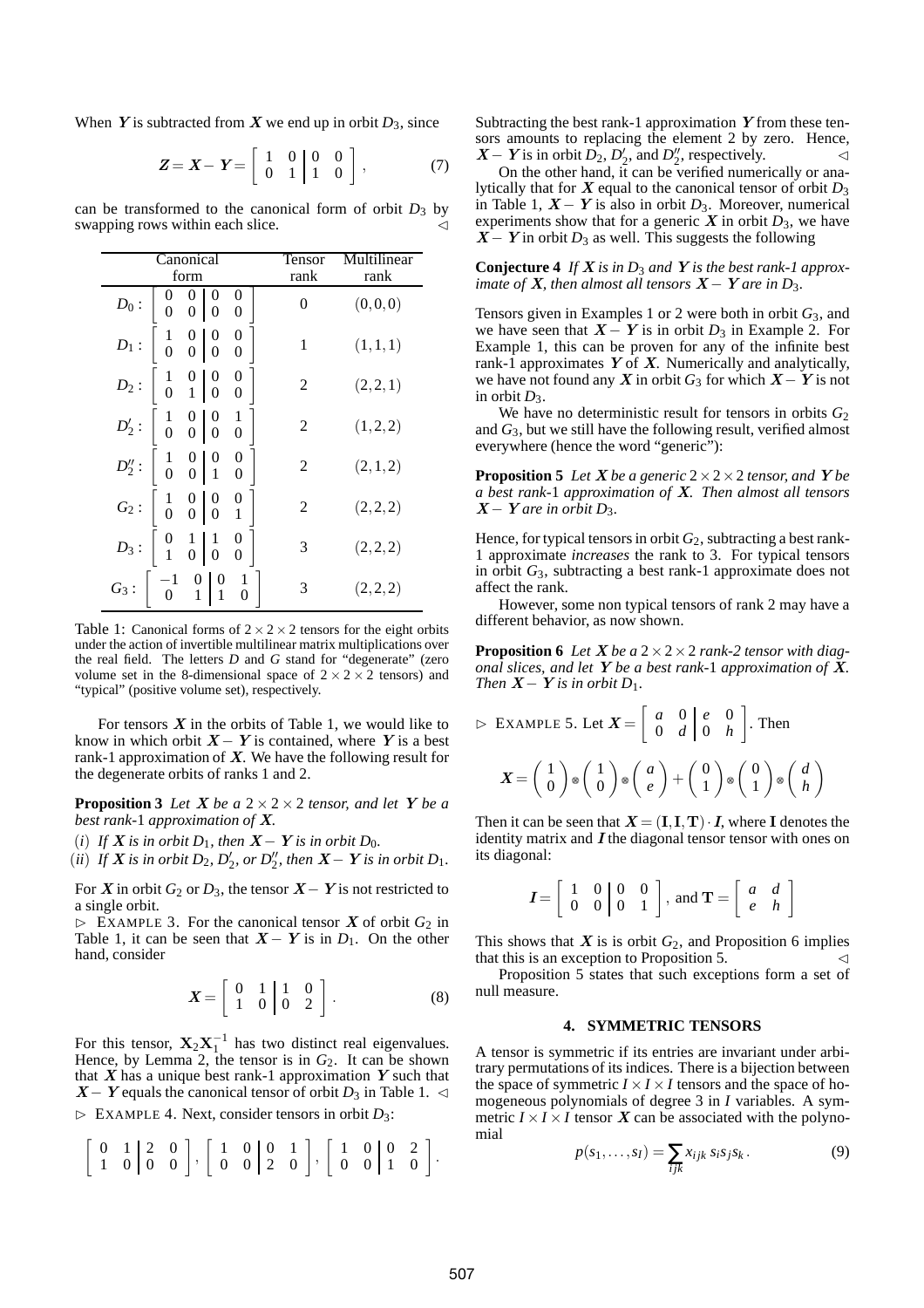When $\boldsymbol{Y}$ is subtracted from $\boldsymbol{X}$ we end up in orbit $D_3$, since

$$\boldsymbol{Z} = \boldsymbol{X} - \boldsymbol{Y} = \left[\begin{array}{cc|cc} 1 & 0 & 0 & 0 \\ 0 & 1 & 1 & 0 \end{array}\right], \tag{7}$$

can be transformed to the canonical form of orbit $D_3$ by swapping rows within each slice. ◁

| Canonical form | Tensor rank | Multilinear rank |
|---|---|---|
| $D_0 : \left[\begin{array}{cc\|cc} 0 & 0 & 0 & 0 \\ 0 & 0 & 0 & 0 \end{array}\right]$ | 0 | $(0,0,0)$ |
| $D_1 : \left[\begin{array}{cc\|cc} 1 & 0 & 0 & 0 \\ 0 & 0 & 0 & 0 \end{array}\right]$ | 1 | $(1,1,1)$ |
| $D_2 : \left[\begin{array}{cc\|cc} 1 & 0 & 0 & 0 \\ 0 & 1 & 0 & 0 \end{array}\right]$ | 2 | $(2,2,1)$ |
| $D_2' : \left[\begin{array}{cc\|cc} 1 & 0 & 0 & 1 \\ 0 & 0 & 0 & 0 \end{array}\right]$ | 2 | $(1,2,2)$ |
| $D_2'' : \left[\begin{array}{cc\|cc} 1 & 0 & 0 & 0 \\ 0 & 0 & 1 & 0 \end{array}\right]$ | 2 | $(2,1,2)$ |
| $G_2 : \left[\begin{array}{cc\|cc} 1 & 0 & 0 & 0 \\ 0 & 0 & 0 & 1 \end{array}\right]$ | 2 | $(2,2,2)$ |
| $D_3 : \left[\begin{array}{cc\|cc} 0 & 1 & 1 & 0 \\ 1 & 0 & 0 & 0 \end{array}\right]$ | 3 | $(2,2,2)$ |
| $G_3 : \left[\begin{array}{cc\|cc} -1 & 0 & 0 & 1 \\ 0 & 1 & 1 & 0 \end{array}\right]$ | 3 | $(2,2,2)$ |

Table 1: Canonical forms of $2 \times 2 \times 2$ tensors for the eight orbits under the action of invertible multilinear matrix multiplications over the real field. The letters $D$ and $G$ stand for "degenerate" (zero volume set in the 8-dimensional space of $2 \times 2 \times 2$ tensors) and "typical" (positive volume set), respectively.

For tensors $\boldsymbol{X}$ in the orbits of Table 1, we would like to know in which orbit $\boldsymbol{X} - \boldsymbol{Y}$ is contained, where $\boldsymbol{Y}$ is a best rank-1 approximation of $\boldsymbol{X}$. We have the following result for the degenerate orbits of ranks 1 and 2.

**Proposition 3** *Let $\boldsymbol{X}$ be a $2 \times 2 \times 2$ tensor, and let $\boldsymbol{Y}$ be a best rank-1 approximation of $\boldsymbol{X}$.*

(*i*) *If $\boldsymbol{X}$ is in orbit $D_1$, then $\boldsymbol{X} - \boldsymbol{Y}$ is in orbit $D_0$.*
(*ii*) *If $\boldsymbol{X}$ is in orbit $D_2$, $D_2'$, or $D_2''$, then $\boldsymbol{X} - \boldsymbol{Y}$ is in orbit $D_1$.*

For $\boldsymbol{X}$ in orbit $G_2$ or $D_3$, the tensor $\boldsymbol{X} - \boldsymbol{Y}$ is not restricted to a single orbit.

▷ EXAMPLE 3. For the canonical tensor $\boldsymbol{X}$ of orbit $G_2$ in Table 1, it can be seen that $\boldsymbol{X} - \boldsymbol{Y}$ is in $D_1$. On the other hand, consider

$$\boldsymbol{X} = \left[\begin{array}{cc|cc} 0 & 1 & 1 & 0 \\ 1 & 0 & 0 & 2 \end{array}\right]. \tag{8}$$

For this tensor, $\mathbf{X}_2 \mathbf{X}_1^{-1}$ has two distinct real eigenvalues. Hence, by Lemma 2, the tensor is in $G_2$. It can be shown that $\boldsymbol{X}$ has a unique best rank-1 approximation $\boldsymbol{Y}$ such that $\boldsymbol{X} - \boldsymbol{Y}$ equals the canonical tensor of orbit $D_3$ in Table 1. ◁

▷ EXAMPLE 4. Next, consider tensors in orbit $D_3$:

$$\left[\begin{array}{cc|cc} 0 & 1 & 2 & 0 \\ 1 & 0 & 0 & 0 \end{array}\right], \left[\begin{array}{cc|cc} 1 & 0 & 0 & 1 \\ 0 & 0 & 2 & 0 \end{array}\right], \left[\begin{array}{cc|cc} 1 & 0 & 0 & 2 \\ 0 & 0 & 1 & 0 \end{array}\right].$$

Subtracting the best rank-1 approximation $\boldsymbol{Y}$ from these tensors amounts to replacing the element 2 by zero. Hence, $\boldsymbol{X} - \boldsymbol{Y}$ is in orbit $D_2$, $D_2'$, and $D_2''$, respectively. ◁

On the other hand, it can be verified numerically or analytically that for $\boldsymbol{X}$ equal to the canonical tensor of orbit $D_3$ in Table 1, $\boldsymbol{X} - \boldsymbol{Y}$ is also in orbit $D_3$. Moreover, numerical experiments show that for a generic $\boldsymbol{X}$ in orbit $D_3$, we have $\boldsymbol{X} - \boldsymbol{Y}$ in orbit $D_3$ as well. This suggests the following

**Conjecture 4** *If $\boldsymbol{X}$ is in $D_3$ and $\boldsymbol{Y}$ is the best rank-1 approximate of $\boldsymbol{X}$, then almost all tensors $\boldsymbol{X} - \boldsymbol{Y}$ are in $D_3$.*

Tensors given in Examples 1 or 2 were both in orbit $G_3$, and we have seen that $\boldsymbol{X} - \boldsymbol{Y}$ is in orbit $D_3$ in Example 2. For Example 1, this can be proven for any of the infinite best rank-1 approximates $\boldsymbol{Y}$ of $\boldsymbol{X}$. Numerically and analytically, we have not found any $\boldsymbol{X}$ in orbit $G_3$ for which $\boldsymbol{X} - \boldsymbol{Y}$ is not in orbit $D_3$.

We have no deterministic result for tensors in orbits $G_2$ and $G_3$, but we still have the following result, verified almost everywhere (hence the word "generic"):

**Proposition 5** *Let $\boldsymbol{X}$ be a generic $2 \times 2 \times 2$ tensor, and $\boldsymbol{Y}$ be a best rank-1 approximation of $\boldsymbol{X}$. Then almost all tensors $\boldsymbol{X} - \boldsymbol{Y}$ are in orbit $D_3$.*

Hence, for typical tensors in orbit $G_2$, subtracting a best rank-1 approximate *increases* the rank to 3. For typical tensors in orbit $G_3$, subtracting a best rank-1 approximate does not affect the rank.

However, some non typical tensors of rank 2 may have a different behavior, as now shown.

**Proposition 6** *Let $\boldsymbol{X}$ be a $2 \times 2 \times 2$ rank-2 tensor with diagonal slices, and let $\boldsymbol{Y}$ be a best rank-1 approximation of $\boldsymbol{X}$. Then $\boldsymbol{X} - \boldsymbol{Y}$ is in orbit $D_1$.*

▷ EXAMPLE 5. Let $\boldsymbol{X} = \left[\begin{array}{cc|cc} a & 0 & e & 0 \\ 0 & d & 0 & h \end{array}\right]$. Then

$$\boldsymbol{X} = \begin{pmatrix} 1 \\ 0 \end{pmatrix} \otimes \begin{pmatrix} 1 \\ 0 \end{pmatrix} \otimes \begin{pmatrix} a \\ e \end{pmatrix} + \begin{pmatrix} 0 \\ 1 \end{pmatrix} \otimes \begin{pmatrix} 0 \\ 1 \end{pmatrix} \otimes \begin{pmatrix} d \\ h \end{pmatrix}$$

Then it can be seen that $\boldsymbol{X} = (\mathbf{I}, \mathbf{I}, \mathbf{T}) \cdot \boldsymbol{I}$, where $\mathbf{I}$ denotes the identity matrix and $\boldsymbol{I}$ the diagonal tensor tensor with ones on its diagonal:

$$\boldsymbol{I} = \left[\begin{array}{cc|cc} 1 & 0 & 0 & 0 \\ 0 & 0 & 0 & 1 \end{array}\right], \text{ and } \mathbf{T} = \begin{bmatrix} a & d \\ e & h \end{bmatrix}$$

This shows that $\boldsymbol{X}$ is is orbit $G_2$, and Proposition 6 implies that this is an exception to Proposition 5. ◁

Proposition 5 states that such exceptions form a set of null measure.

## 4. SYMMETRIC TENSORS

A tensor is symmetric if its entries are invariant under arbitrary permutations of its indices. There is a bijection between the space of symmetric $I \times I \times I$ tensors and the space of homogeneous polynomials of degree 3 in $I$ variables. A symmetric $I \times I \times I$ tensor $\boldsymbol{X}$ can be associated with the polynomial

$$p(s_1, \ldots, s_I) = \sum_{ijk} x_{ijk}\, s_i s_j s_k. \tag{9}$$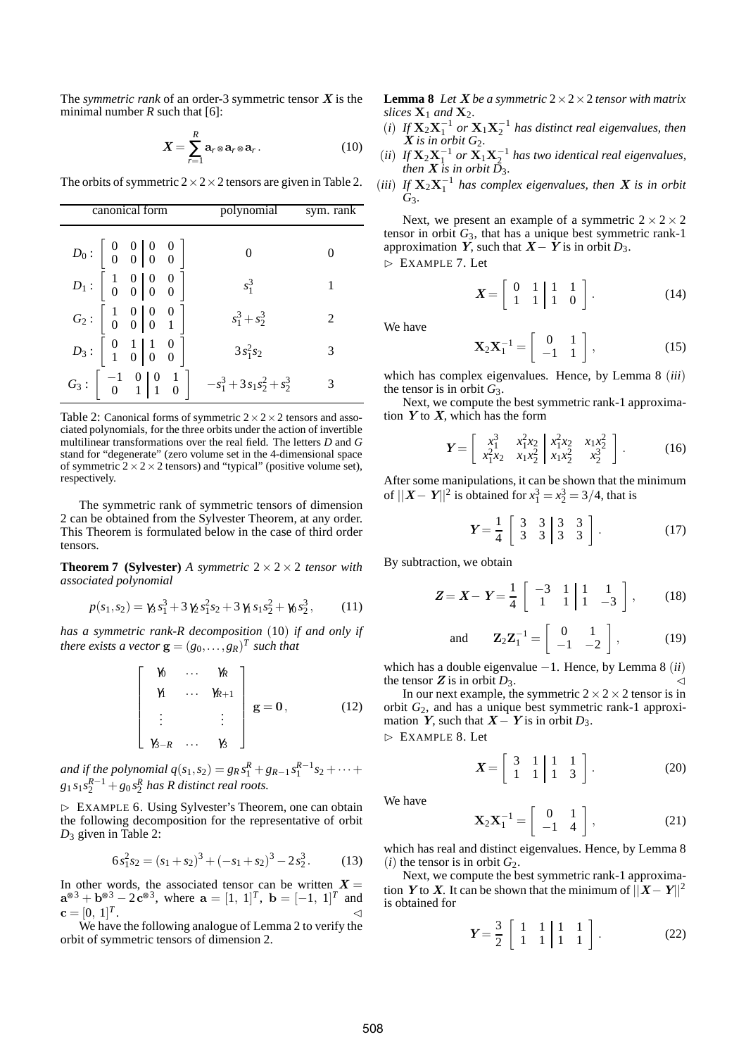The *symmetric rank* of an order-3 symmetric tensor $\boldsymbol{X}$ is the minimal number $R$ such that [6]:

$$\boldsymbol{X} = \sum_{r=1}^{R} \mathbf{a}_r \otimes \mathbf{a}_r \otimes \mathbf{a}_r\,. \tag{10}$$

The orbits of symmetric $2 \times 2 \times 2$ tensors are given in Table 2.

| canonical form | polynomial | sym. rank |
|---|---|---|
| $D_0 : \left[\begin{array}{cc\|cc} 0 & 0 & 0 & 0 \\ 0 & 0 & 0 & 0 \end{array}\right]$ | $0$ | 0 |
| $D_1 : \left[\begin{array}{cc\|cc} 1 & 0 & 0 & 0 \\ 0 & 0 & 0 & 0 \end{array}\right]$ | $s_1^3$ | 1 |
| $G_2 : \left[\begin{array}{cc\|cc} 1 & 0 & 0 & 0 \\ 0 & 0 & 0 & 1 \end{array}\right]$ | $s_1^3 + s_2^3$ | 2 |
| $D_3 : \left[\begin{array}{cc\|cc} 0 & 1 & 1 & 0 \\ 1 & 0 & 0 & 0 \end{array}\right]$ | $3\,s_1^2 s_2$ | 3 |
| $G_3 : \left[\begin{array}{cc\|cc} -1 & 0 & 0 & 1 \\ 0 & 1 & 1 & 0 \end{array}\right]$ | $-s_1^3 + 3\,s_1 s_2^2 + s_2^3$ | 3 |

Table 2: Canonical forms of symmetric $2 \times 2 \times 2$ tensors and associated polynomials, for the three orbits under the action of invertible multilinear transformations over the real field. The letters $D$ and $G$ stand for "degenerate" (zero volume set in the 4-dimensional space of symmetric $2 \times 2 \times 2$ tensors) and "typical" (positive volume set), respectively.

The symmetric rank of symmetric tensors of dimension 2 can be obtained from the Sylvester Theorem, at any order. This Theorem is formulated below in the case of third order tensors.

**Theorem 7 (Sylvester)** *A symmetric $2 \times 2 \times 2$ tensor with associated polynomial*

$$p(s_1, s_2) = \gamma_3\, s_1^3 + 3\,\gamma_2\, s_1^2 s_2 + 3\,\gamma_1\, s_1 s_2^2 + \gamma_0\, s_2^3\,, \tag{11}$$

*has a symmetric rank-$R$ decomposition* (10) *if and only if there exists a vector $\mathbf{g} = (g_0, \ldots, g_R)^T$ such that*

$$\left[\begin{array}{ccc} \gamma_0 & \cdots & \gamma_R \\ \gamma_1 & \cdots & \gamma_{R+1} \\ \vdots & & \vdots \\ \gamma_{3-R} & \cdots & \gamma_3 \end{array}\right] \mathbf{g} = \mathbf{0}\,, \tag{12}$$

*and if the polynomial $q(s_1, s_2) = g_R\, s_1^R + g_{R-1}\, s_1^{R-1} s_2 + \cdots + g_1\, s_1 s_2^{R-1} + g_0\, s_2^R$ has $R$ distinct real roots.*

$\triangleright$ EXAMPLE 6. Using Sylvester's Theorem, one can obtain the following decomposition for the representative of orbit $D_3$ given in Table 2:

$$6\,s_1^2 s_2 = (s_1 + s_2)^3 + (-s_1 + s_2)^3 - 2\,s_2^3\,. \tag{13}$$

In other words, the associated tensor can be written $\boldsymbol{X} = \mathbf{a}^{\otimes 3} + \mathbf{b}^{\otimes 3} - 2\,\mathbf{c}^{\otimes 3}$, where $\mathbf{a} = [1,\ 1]^T$, $\mathbf{b} = [-1,\ 1]^T$ and $\mathbf{c} = [0,\ 1]^T$. $\triangleleft$

We have the following analogue of Lemma 2 to verify the orbit of symmetric tensors of dimension 2.

**Lemma 8** *Let $\boldsymbol{X}$ be a symmetric $2 \times 2 \times 2$ tensor with matrix slices $\mathbf{X}_1$ and $\mathbf{X}_2$.*

(*i*) *If $\mathbf{X}_2 \mathbf{X}_1^{-1}$ or $\mathbf{X}_1 \mathbf{X}_2^{-1}$ has distinct real eigenvalues, then $\boldsymbol{X}$ is in orbit $G_2$.*

(*ii*) *If $\mathbf{X}_2 \mathbf{X}_1^{-1}$ or $\mathbf{X}_1 \mathbf{X}_2^{-1}$ has two identical real eigenvalues, then $\boldsymbol{X}$ is in orbit $D_3$.*

(*iii*) *If $\mathbf{X}_2 \mathbf{X}_1^{-1}$ has complex eigenvalues, then $\boldsymbol{X}$ is in orbit $G_3$.*

Next, we present an example of a symmetric $2 \times 2 \times 2$ tensor in orbit $G_3$, that has a unique best symmetric rank-1 approximation $\boldsymbol{Y}$, such that $\boldsymbol{X} - \boldsymbol{Y}$ is in orbit $D_3$.

$\triangleright$ EXAMPLE 7. Let

$$\boldsymbol{X} = \left[\begin{array}{cc|cc} 0 & 1 & 1 & 1 \\ 1 & 1 & 1 & 0 \end{array}\right]. \tag{14}$$

We have

$$\mathbf{X}_2 \mathbf{X}_1^{-1} = \left[\begin{array}{cc} 0 & 1 \\ -1 & 1 \end{array}\right], \tag{15}$$

which has complex eigenvalues. Hence, by Lemma 8 (*iii*) the tensor is in orbit $G_3$.

Next, we compute the best symmetric rank-1 approximation $\boldsymbol{Y}$ to $\boldsymbol{X}$, which has the form

$$\boldsymbol{Y} = \left[\begin{array}{cc|cc} x_1^3 & x_1^2 x_2 & x_1^2 x_2 & x_1 x_2^2 \\ x_1^2 x_2 & x_1 x_2^2 & x_1 x_2^2 & x_2^3 \end{array}\right]. \tag{16}$$

After some manipulations, it can be shown that the minimum of $||\boldsymbol{X} - \boldsymbol{Y}||^2$ is obtained for $x_1^3 = x_2^3 = 3/4$, that is

$$\boldsymbol{Y} = \frac{1}{4}\left[\begin{array}{cc|cc} 3 & 3 & 3 & 3 \\ 3 & 3 & 3 & 3 \end{array}\right]. \tag{17}$$

By subtraction, we obtain

$$\boldsymbol{Z} = \boldsymbol{X} - \boldsymbol{Y} = \frac{1}{4}\left[\begin{array}{cc|cc} -3 & 1 & 1 & 1 \\ 1 & 1 & 1 & -3 \end{array}\right], \tag{18}$$

$$\text{and} \qquad \mathbf{Z}_2 \mathbf{Z}_1^{-1} = \left[\begin{array}{cc} 0 & 1 \\ -1 & -2 \end{array}\right], \tag{19}$$

which has a double eigenvalue $-1$. Hence, by Lemma 8 (*ii*) the tensor $\boldsymbol{Z}$ is in orbit $D_3$. $\triangleleft$

In our next example, the symmetric $2 \times 2 \times 2$ tensor is in orbit $G_2$, and has a unique best symmetric rank-1 approximation $\boldsymbol{Y}$, such that $\boldsymbol{X} - \boldsymbol{Y}$ is in orbit $D_3$.

$\triangleright$ EXAMPLE 8. Let

$$\boldsymbol{X} = \left[\begin{array}{cc|cc} 3 & 1 & 1 & 1 \\ 1 & 1 & 1 & 3 \end{array}\right]. \tag{20}$$

We have

$$\mathbf{X}_2 \mathbf{X}_1^{-1} = \left[\begin{array}{cc} 0 & 1 \\ -1 & 4 \end{array}\right], \tag{21}$$

which has real and distinct eigenvalues. Hence, by Lemma 8 (*i*) the tensor is in orbit $G_2$.

Next, we compute the best symmetric rank-1 approximation $\boldsymbol{Y}$ to $\boldsymbol{X}$. It can be shown that the minimum of $||\boldsymbol{X} - \boldsymbol{Y}||^2$ is obtained for

$$\boldsymbol{Y} = \frac{3}{2}\left[\begin{array}{cc|cc} 1 & 1 & 1 & 1 \\ 1 & 1 & 1 & 1 \end{array}\right]. \tag{22}$$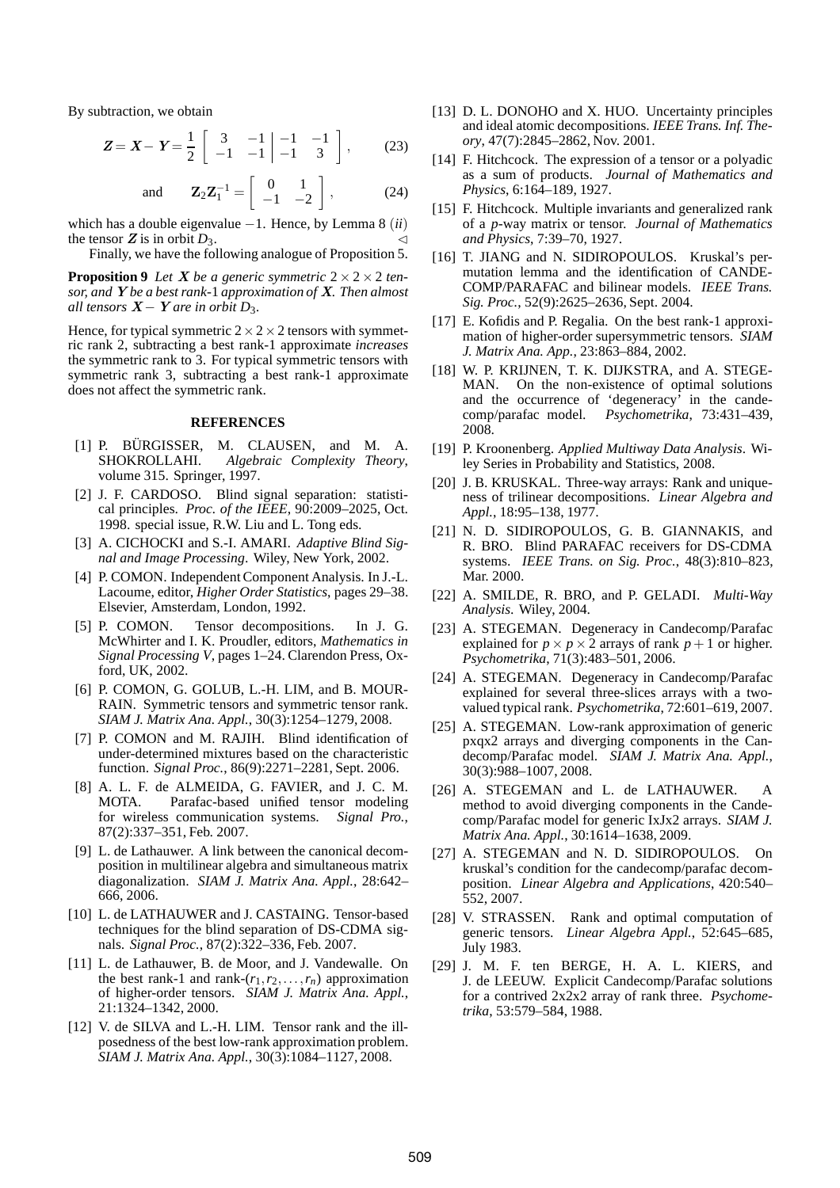By subtraction, we obtain

$$\boldsymbol{Z} = \boldsymbol{X} - \boldsymbol{Y} = \frac{1}{2}\left[\begin{array}{cc|cc} 3 & -1 & -1 & -1 \\ -1 & -1 & -1 & 3 \end{array}\right], \tag{23}$$

$$\text{and} \qquad \mathbf{Z}_2\mathbf{Z}_1^{-1} = \left[\begin{array}{cc} 0 & 1 \\ -1 & -2 \end{array}\right], \tag{24}$$

which has a double eigenvalue $-1$. Hence, by Lemma 8 $(ii)$ the tensor $\boldsymbol{Z}$ is in orbit $D_3$. ◁

Finally, we have the following analogue of Proposition 5.

**Proposition 9** *Let $\boldsymbol{X}$ be a generic symmetric $2 \times 2 \times 2$ tensor, and $\boldsymbol{Y}$ be a best rank-1 approximation of $\boldsymbol{X}$. Then almost all tensors $\boldsymbol{X} - \boldsymbol{Y}$ are in orbit $D_3$.*

Hence, for typical symmetric $2 \times 2 \times 2$ tensors with symmetric rank 2, subtracting a best rank-1 approximate *increases* the symmetric rank to 3. For typical symmetric tensors with symmetric rank 3, subtracting a best rank-1 approximate does not affect the symmetric rank.

## REFERENCES

[1] P. BÜRGISSER, M. CLAUSEN, and M. A. SHOKROLLAHI. *Algebraic Complexity Theory*, volume 315. Springer, 1997.

[2] J. F. CARDOSO. Blind signal separation: statistical principles. *Proc. of the IEEE*, 90:2009–2025, Oct. 1998. special issue, R.W. Liu and L. Tong eds.

[3] A. CICHOCKI and S.-I. AMARI. *Adaptive Blind Signal and Image Processing*. Wiley, New York, 2002.

[4] P. COMON. Independent Component Analysis. In J.-L. Lacoume, editor, *Higher Order Statistics*, pages 29–38. Elsevier, Amsterdam, London, 1992.

[5] P. COMON. Tensor decompositions. In J. G. McWhirter and I. K. Proudler, editors, *Mathematics in Signal Processing V*, pages 1–24. Clarendon Press, Oxford, UK, 2002.

[6] P. COMON, G. GOLUB, L.-H. LIM, and B. MOURRAIN. Symmetric tensors and symmetric tensor rank. *SIAM J. Matrix Ana. Appl.*, 30(3):1254–1279, 2008.

[7] P. COMON and M. RAJIH. Blind identification of under-determined mixtures based on the characteristic function. *Signal Proc.*, 86(9):2271–2281, Sept. 2006.

[8] A. L. F. de ALMEIDA, G. FAVIER, and J. C. M. MOTA. Parafac-based unified tensor modeling for wireless communication systems. *Signal Pro.*, 87(2):337–351, Feb. 2007.

[9] L. de Lathauwer. A link between the canonical decomposition in multilinear algebra and simultaneous matrix diagonalization. *SIAM J. Matrix Ana. Appl.*, 28:642–666, 2006.

[10] L. de LATHAUWER and J. CASTAING. Tensor-based techniques for the blind separation of DS-CDMA signals. *Signal Proc.*, 87(2):322–336, Feb. 2007.

[11] L. de Lathauwer, B. de Moor, and J. Vandewalle. On the best rank-1 and rank-$(r_1, r_2, \ldots, r_n)$ approximation of higher-order tensors. *SIAM J. Matrix Ana. Appl.*, 21:1324–1342, 2000.

[12] V. de SILVA and L.-H. LIM. Tensor rank and the ill-posedness of the best low-rank approximation problem. *SIAM J. Matrix Ana. Appl.*, 30(3):1084–1127, 2008.

[13] D. L. DONOHO and X. HUO. Uncertainty principles and ideal atomic decompositions. *IEEE Trans. Inf. Theory*, 47(7):2845–2862, Nov. 2001.

[14] F. Hitchcock. The expression of a tensor or a polyadic as a sum of products. *Journal of Mathematics and Physics*, 6:164–189, 1927.

[15] F. Hitchcock. Multiple invariants and generalized rank of a $p$-way matrix or tensor. *Journal of Mathematics and Physics*, 7:39–70, 1927.

[16] T. JIANG and N. SIDIROPOULOS. Kruskal's permutation lemma and the identification of CANDECOMP/PARAFAC and bilinear models. *IEEE Trans. Sig. Proc.*, 52(9):2625–2636, Sept. 2004.

[17] E. Kofidis and P. Regalia. On the best rank-1 approximation of higher-order supersymmetric tensors. *SIAM J. Matrix Ana. App.*, 23:863–884, 2002.

[18] W. P. KRIJNEN, T. K. DIJKSTRA, and A. STEGEMAN. On the non-existence of optimal solutions and the occurrence of 'degeneracy' in the candecomp/parafac model. *Psychometrika*, 73:431–439, 2008.

[19] P. Kroonenberg. *Applied Multiway Data Analysis*. Wiley Series in Probability and Statistics, 2008.

[20] J. B. KRUSKAL. Three-way arrays: Rank and uniqueness of trilinear decompositions. *Linear Algebra and Appl.*, 18:95–138, 1977.

[21] N. D. SIDIROPOULOS, G. B. GIANNAKIS, and R. BRO. Blind PARAFAC receivers for DS-CDMA systems. *IEEE Trans. on Sig. Proc.*, 48(3):810–823, Mar. 2000.

[22] A. SMILDE, R. BRO, and P. GELADI. *Multi-Way Analysis*. Wiley, 2004.

[23] A. STEGEMAN. Degeneracy in Candecomp/Parafac explained for $p \times p \times 2$ arrays of rank $p+1$ or higher. *Psychometrika*, 71(3):483–501, 2006.

[24] A. STEGEMAN. Degeneracy in Candecomp/Parafac explained for several three-slices arrays with a two-valued typical rank. *Psychometrika*, 72:601–619, 2007.

[25] A. STEGEMAN. Low-rank approximation of generic pxqx2 arrays and diverging components in the Candecomp/Parafac model. *SIAM J. Matrix Ana. Appl.*, 30(3):988–1007, 2008.

[26] A. STEGEMAN and L. de LATHAUWER. A method to avoid diverging components in the Candecomp/Parafac model for generic IxJx2 arrays. *SIAM J. Matrix Ana. Appl.*, 30:1614–1638, 2009.

[27] A. STEGEMAN and N. D. SIDIROPOULOS. On kruskal's condition for the candecomp/parafac decomposition. *Linear Algebra and Applications*, 420:540–552, 2007.

[28] V. STRASSEN. Rank and optimal computation of generic tensors. *Linear Algebra Appl.*, 52:645–685, July 1983.

[29] J. M. F. ten BERGE, H. A. L. KIERS, and J. de LEEUW. Explicit Candecomp/Parafac solutions for a contrived 2x2x2 array of rank three. *Psychometrika*, 53:579–584, 1988.